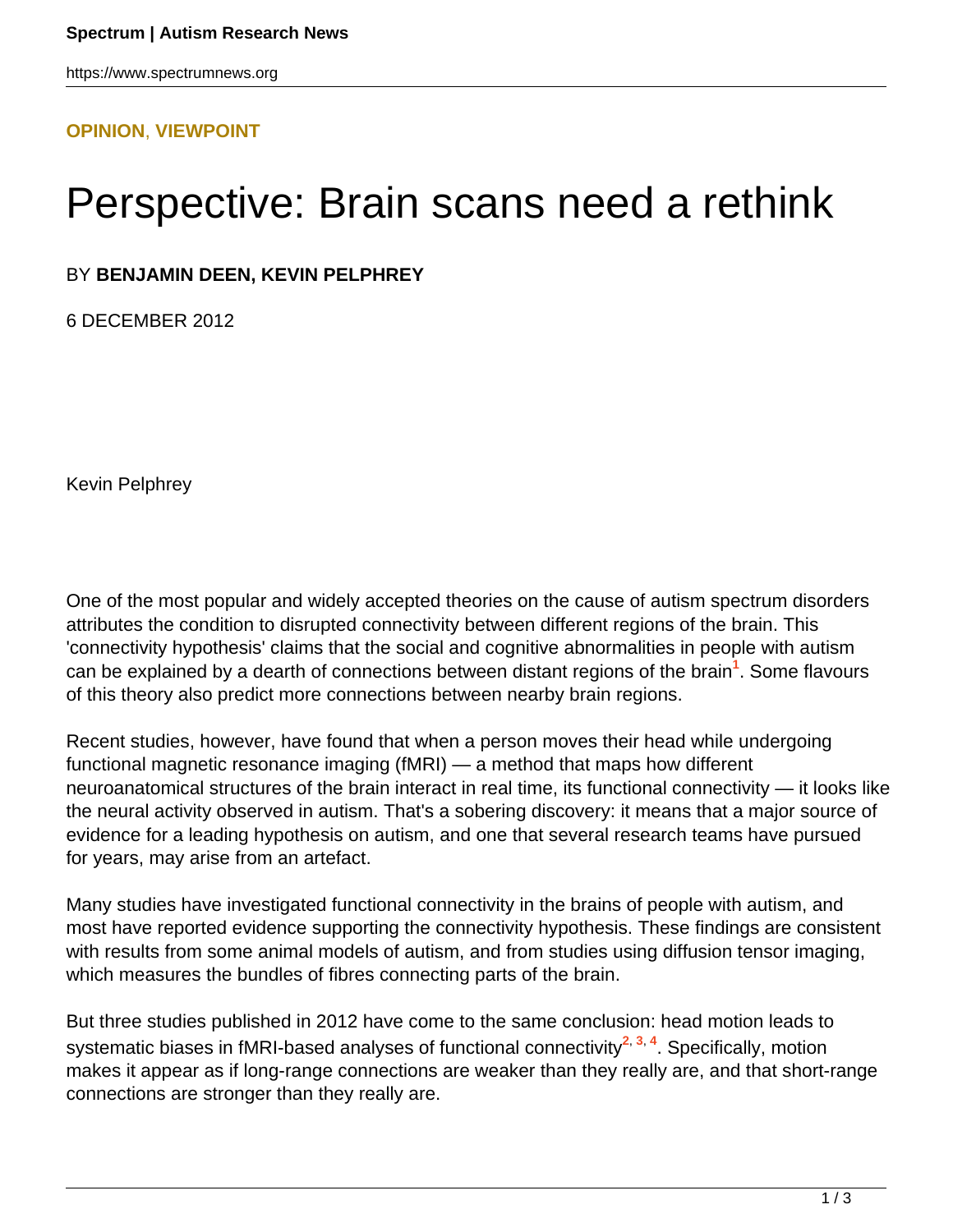**OPINION, VIEWPOINT**

# Perspective: Brain scans need a rethink

BY **BENJAMIN DEEN, KEVIN PELPHREY**

6 DECEMBER 2012

Kevin Pelphrey

One of the most popular and widely accepted theories on the cause of autism spectrum disorders attributes the condition to disrupted connectivity between different regions of the brain. This 'connectivity hypothesis' claims that the social and cognitive abnormalities in people with autism can be explained by a dearth of connections between distant regions of the brain[1]. Some flavours of this theory also predict more connections between nearby brain regions.

Recent studies, however, have found that when a person moves their head while undergoing functional magnetic resonance imaging (fMRI) — a method that maps how different neuroanatomical structures of the brain interact in real time, its functional connectivity — it looks like the neural activity observed in autism. That's a sobering discovery: it means that a major source of evidence for a leading hypothesis on autism, and one that several research teams have pursued for years, may arise from an artefact.

Many studies have investigated functional connectivity in the brains of people with autism, and most have reported evidence supporting the connectivity hypothesis. These findings are consistent with results from some animal models of autism, and from studies using diffusion tensor imaging, which measures the bundles of fibres connecting parts of the brain.

But three studies published in 2012 have come to the same conclusion: head motion leads to systematic biases in fMRI-based analyses of functional connectivity[2, 3, 4]. Specifically, motion makes it appear as if long-range connections are weaker than they really are, and that short-range connections are stronger than they really are.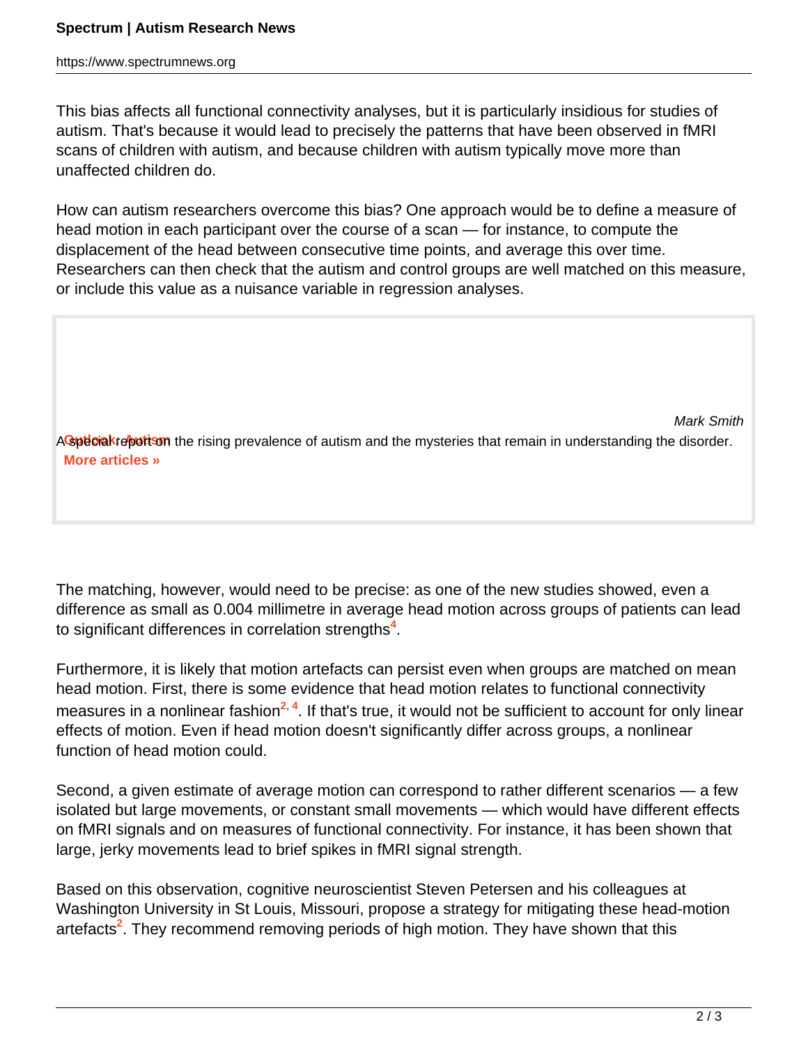This bias affects all functional connectivity analyses, but it is particularly insidious for studies of autism. That's because it would lead to precisely the patterns that have been observed in fMRI scans of children with autism, and because children with autism typically move more than unaffected children do.

How can autism researchers overcome this bias? One approach would be to define a measure of head motion in each participant over the course of a scan — for instance, to compute the displacement of the head between consecutive time points, and average this over time. Researchers can then check that the autism and control groups are well matched on this measure, or include this value as a nuisance variable in regression analyses.

*Mark Smith*

**Outlook: Autism**

A special report on the rising prevalence of autism and the mysteries that remain in understanding the disorder.

**More articles »**

The matching, however, would need to be precise: as one of the new studies showed, even a difference as small as 0.004 millimetre in average head motion across groups of patients can lead to significant differences in correlation strengths[4].

Furthermore, it is likely that motion artefacts can persist even when groups are matched on mean head motion. First, there is some evidence that head motion relates to functional connectivity measures in a nonlinear fashion[2, 4]. If that's true, it would not be sufficient to account for only linear effects of motion. Even if head motion doesn't significantly differ across groups, a nonlinear function of head motion could.

Second, a given estimate of average motion can correspond to rather different scenarios — a few isolated but large movements, or constant small movements — which would have different effects on fMRI signals and on measures of functional connectivity. For instance, it has been shown that large, jerky movements lead to brief spikes in fMRI signal strength.

Based on this observation, cognitive neuroscientist Steven Petersen and his colleagues at Washington University in St Louis, Missouri, propose a strategy for mitigating these head-motion artefacts[2]. They recommend removing periods of high motion. They have shown that this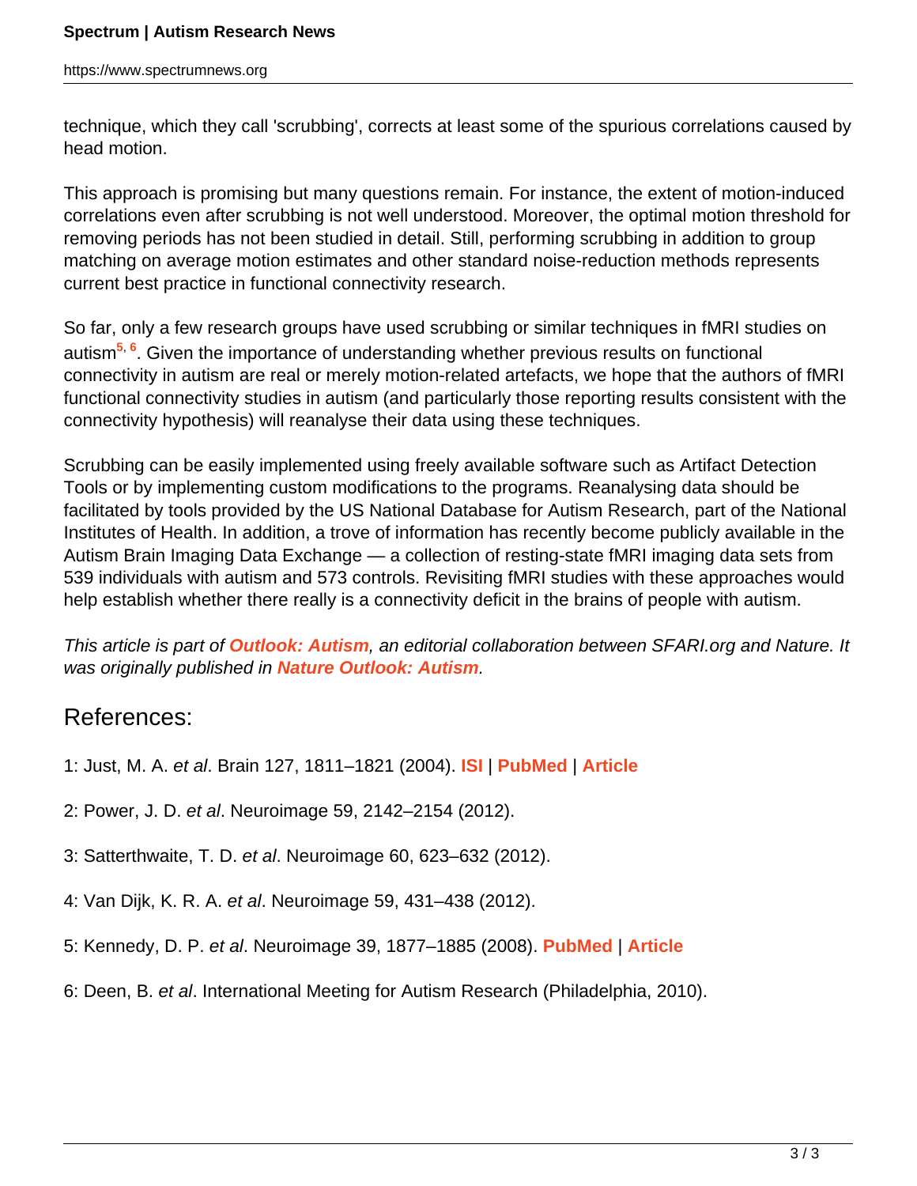technique, which they call 'scrubbing', corrects at least some of the spurious correlations caused by head motion.

This approach is promising but many questions remain. For instance, the extent of motion-induced correlations even after scrubbing is not well understood. Moreover, the optimal motion threshold for removing periods has not been studied in detail. Still, performing scrubbing in addition to group matching on average motion estimates and other standard noise-reduction methods represents current best practice in functional connectivity research.

So far, only a few research groups have used scrubbing or similar techniques in fMRI studies on autism[5, 6]. Given the importance of understanding whether previous results on functional connectivity in autism are real or merely motion-related artefacts, we hope that the authors of fMRI functional connectivity studies in autism (and particularly those reporting results consistent with the connectivity hypothesis) will reanalyse their data using these techniques.

Scrubbing can be easily implemented using freely available software such as Artifact Detection Tools or by implementing custom modifications to the programs. Reanalysing data should be facilitated by tools provided by the US National Database for Autism Research, part of the National Institutes of Health. In addition, a trove of information has recently become publicly available in the Autism Brain Imaging Data Exchange — a collection of resting-state fMRI imaging data sets from 539 individuals with autism and 573 controls. Revisiting fMRI studies with these approaches would help establish whether there really is a connectivity deficit in the brains of people with autism.

*This article is part of* ***Outlook: Autism****, an editorial collaboration between SFARI.org and Nature. It was originally published in* ***Nature Outlook: Autism****.*

## References:

1: Just, M. A. *et al*. Brain 127, 1811–1821 (2004). **ISI** | **PubMed** | **Article**

2: Power, J. D. *et al*. Neuroimage 59, 2142–2154 (2012).

3: Satterthwaite, T. D. *et al*. Neuroimage 60, 623–632 (2012).

4: Van Dijk, K. R. A. *et al*. Neuroimage 59, 431–438 (2012).

5: Kennedy, D. P. *et al*. Neuroimage 39, 1877–1885 (2008). **PubMed** | **Article**

6: Deen, B. *et al*. International Meeting for Autism Research (Philadelphia, 2010).